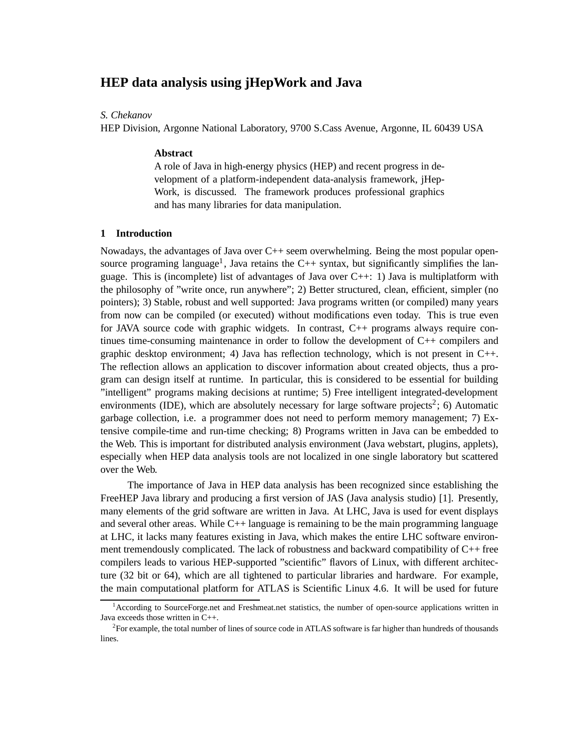# HEP data analysis using jHepWork and Java

*S. Chekanov*

HEP Division, Argonne National Laboratory, 9700 S.Cass Avenue, Argonne, IL 60439 USA

**Abstract**

A role of Java in high-energy physics (HEP) and recent progress in development of a platform-independent data-analysis framework, jHepWork, is discussed. The framework produces professional graphics and has many libraries for data manipulation.

## 1 Introduction

Nowadays, the advantages of Java over C++ seem overwhelming. Being the most popular open-source programing language[1], Java retains the C++ syntax, but significantly simplifies the language. This is (incomplete) list of advantages of Java over C++: 1) Java is multiplatform with the philosophy of "write once, run anywhere"; 2) Better structured, clean, efficient, simpler (no pointers); 3) Stable, robust and well supported: Java programs written (or compiled) many years from now can be compiled (or executed) without modifications even today. This is true even for JAVA source code with graphic widgets. In contrast, C++ programs always require continues time-consuming maintenance in order to follow the development of C++ compilers and graphic desktop environment; 4) Java has reflection technology, which is not present in C++. The reflection allows an application to discover information about created objects, thus a program can design itself at runtime. In particular, this is considered to be essential for building "intelligent" programs making decisions at runtime; 5) Free intelligent integrated-development environments (IDE), which are absolutely necessary for large software projects[2]; 6) Automatic garbage collection, i.e. a programmer does not need to perform memory management; 7) Extensive compile-time and run-time checking; 8) Programs written in Java can be embedded to the Web. This is important for distributed analysis environment (Java webstart, plugins, applets), especially when HEP data analysis tools are not localized in one single laboratory but scattered over the Web.

The importance of Java in HEP data analysis has been recognized since establishing the FreeHEP Java library and producing a first version of JAS (Java analysis studio) [1]. Presently, many elements of the grid software are written in Java. At LHC, Java is used for event displays and several other areas. While C++ language is remaining to be the main programming language at LHC, it lacks many features existing in Java, which makes the entire LHC software environment tremendously complicated. The lack of robustness and backward compatibility of C++ free compilers leads to various HEP-supported "scientific" flavors of Linux, with different architecture (32 bit or 64), which are all tightened to particular libraries and hardware. For example, the main computational platform for ATLAS is Scientific Linux 4.6. It will be used for future

[1] According to SourceForge.net and Freshmeat.net statistics, the number of open-source applications written in Java exceeds those written in C++.

[2] For example, the total number of lines of source code in ATLAS software is far higher than hundreds of thousands lines.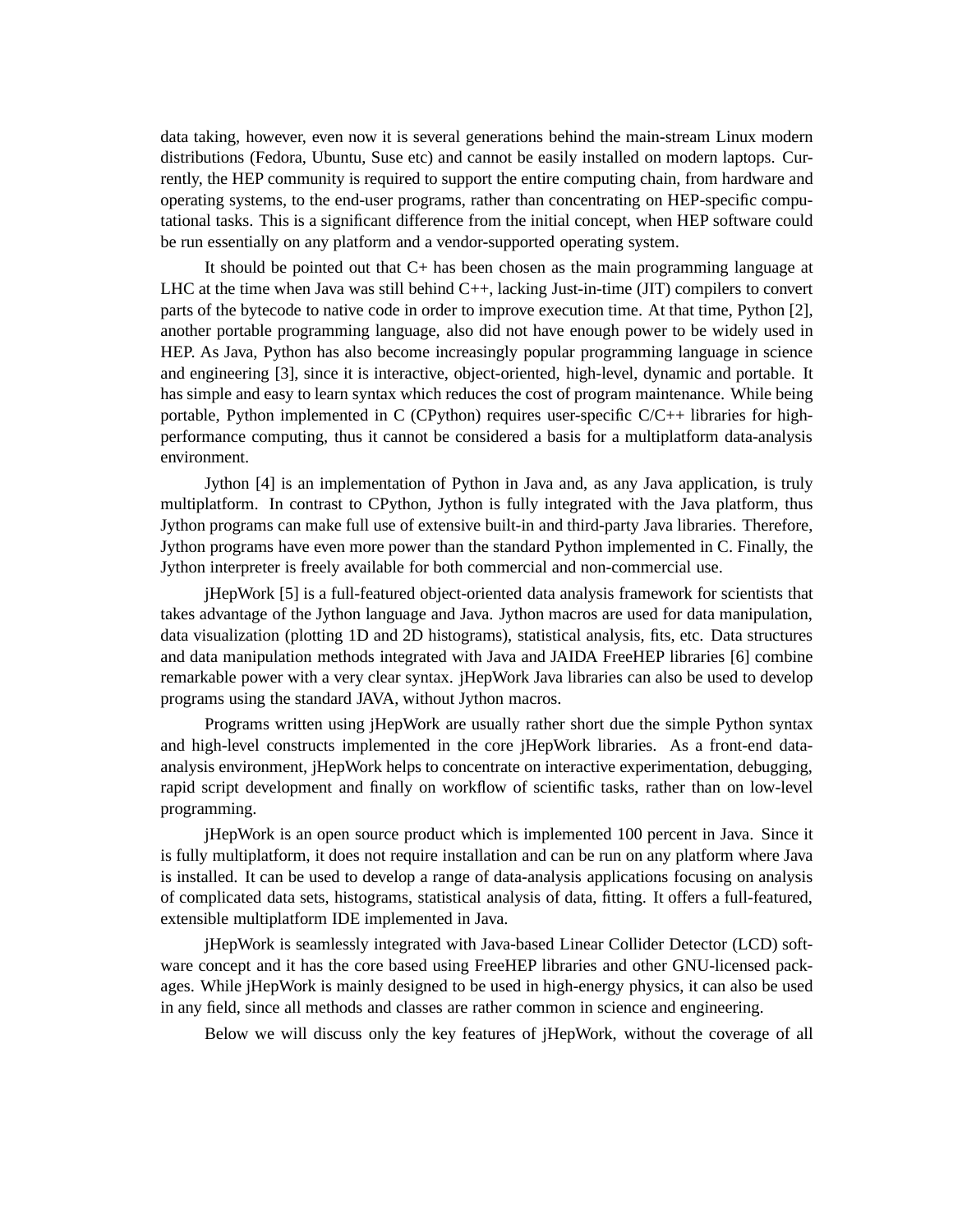data taking, however, even now it is several generations behind the main-stream Linux modern distributions (Fedora, Ubuntu, Suse etc) and cannot be easily installed on modern laptops. Currently, the HEP community is required to support the entire computing chain, from hardware and operating systems, to the end-user programs, rather than concentrating on HEP-specific computational tasks. This is a significant difference from the initial concept, when HEP software could be run essentially on any platform and a vendor-supported operating system.

It should be pointed out that C+ has been chosen as the main programming language at LHC at the time when Java was still behind C++, lacking Just-in-time (JIT) compilers to convert parts of the bytecode to native code in order to improve execution time. At that time, Python [2], another portable programming language, also did not have enough power to be widely used in HEP. As Java, Python has also become increasingly popular programming language in science and engineering [3], since it is interactive, object-oriented, high-level, dynamic and portable. It has simple and easy to learn syntax which reduces the cost of program maintenance. While being portable, Python implemented in C (CPython) requires user-specific C/C++ libraries for high-performance computing, thus it cannot be considered a basis for a multiplatform data-analysis environment.

Jython [4] is an implementation of Python in Java and, as any Java application, is truly multiplatform. In contrast to CPython, Jython is fully integrated with the Java platform, thus Jython programs can make full use of extensive built-in and third-party Java libraries. Therefore, Jython programs have even more power than the standard Python implemented in C. Finally, the Jython interpreter is freely available for both commercial and non-commercial use.

jHepWork [5] is a full-featured object-oriented data analysis framework for scientists that takes advantage of the Jython language and Java. Jython macros are used for data manipulation, data visualization (plotting 1D and 2D histograms), statistical analysis, fits, etc. Data structures and data manipulation methods integrated with Java and JAIDA FreeHEP libraries [6] combine remarkable power with a very clear syntax. jHepWork Java libraries can also be used to develop programs using the standard JAVA, without Jython macros.

Programs written using jHepWork are usually rather short due the simple Python syntax and high-level constructs implemented in the core jHepWork libraries. As a front-end data-analysis environment, jHepWork helps to concentrate on interactive experimentation, debugging, rapid script development and finally on workflow of scientific tasks, rather than on low-level programming.

jHepWork is an open source product which is implemented 100 percent in Java. Since it is fully multiplatform, it does not require installation and can be run on any platform where Java is installed. It can be used to develop a range of data-analysis applications focusing on analysis of complicated data sets, histograms, statistical analysis of data, fitting. It offers a full-featured, extensible multiplatform IDE implemented in Java.

jHepWork is seamlessly integrated with Java-based Linear Collider Detector (LCD) software concept and it has the core based using FreeHEP libraries and other GNU-licensed packages. While jHepWork is mainly designed to be used in high-energy physics, it can also be used in any field, since all methods and classes are rather common in science and engineering.

Below we will discuss only the key features of jHepWork, without the coverage of all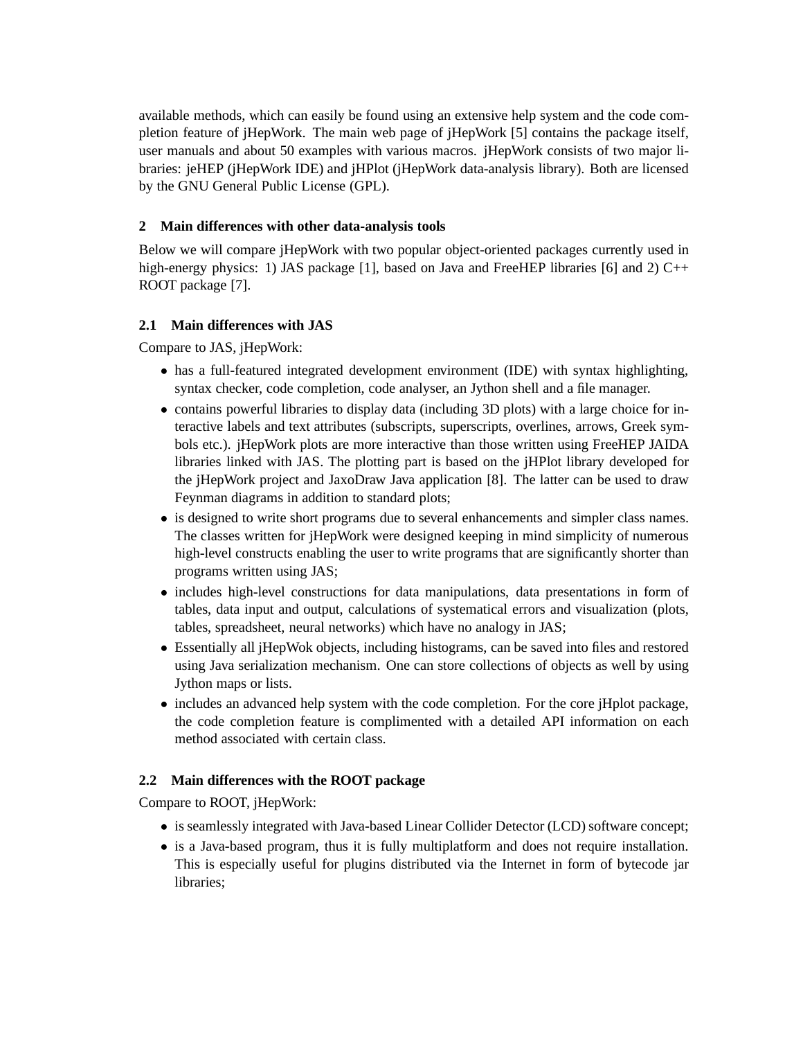available methods, which can easily be found using an extensive help system and the code completion feature of jHepWork. The main web page of jHepWork [5] contains the package itself, user manuals and about 50 examples with various macros. jHepWork consists of two major libraries: jeHEP (jHepWork IDE) and jHPlot (jHepWork data-analysis library). Both are licensed by the GNU General Public License (GPL).

## 2 Main differences with other data-analysis tools

Below we will compare jHepWork with two popular object-oriented packages currently used in high-energy physics: 1) JAS package [1], based on Java and FreeHEP libraries [6] and 2) C++ ROOT package [7].

### 2.1 Main differences with JAS

Compare to JAS, jHepWork:

- has a full-featured integrated development environment (IDE) with syntax highlighting, syntax checker, code completion, code analyser, an Jython shell and a file manager.
- contains powerful libraries to display data (including 3D plots) with a large choice for interactive labels and text attributes (subscripts, superscripts, overlines, arrows, Greek symbols etc.). jHepWork plots are more interactive than those written using FreeHEP JAIDA libraries linked with JAS. The plotting part is based on the jHPlot library developed for the jHepWork project and JaxoDraw Java application [8]. The latter can be used to draw Feynman diagrams in addition to standard plots;
- is designed to write short programs due to several enhancements and simpler class names. The classes written for jHepWork were designed keeping in mind simplicity of numerous high-level constructs enabling the user to write programs that are significantly shorter than programs written using JAS;
- includes high-level constructions for data manipulations, data presentations in form of tables, data input and output, calculations of systematical errors and visualization (plots, tables, spreadsheet, neural networks) which have no analogy in JAS;
- Essentially all jHepWok objects, including histograms, can be saved into files and restored using Java serialization mechanism. One can store collections of objects as well by using Jython maps or lists.
- includes an advanced help system with the code completion. For the core jHplot package, the code completion feature is complimented with a detailed API information on each method associated with certain class.

### 2.2 Main differences with the ROOT package

Compare to ROOT, jHepWork:

- is seamlessly integrated with Java-based Linear Collider Detector (LCD) software concept;
- is a Java-based program, thus it is fully multiplatform and does not require installation. This is especially useful for plugins distributed via the Internet in form of bytecode jar libraries;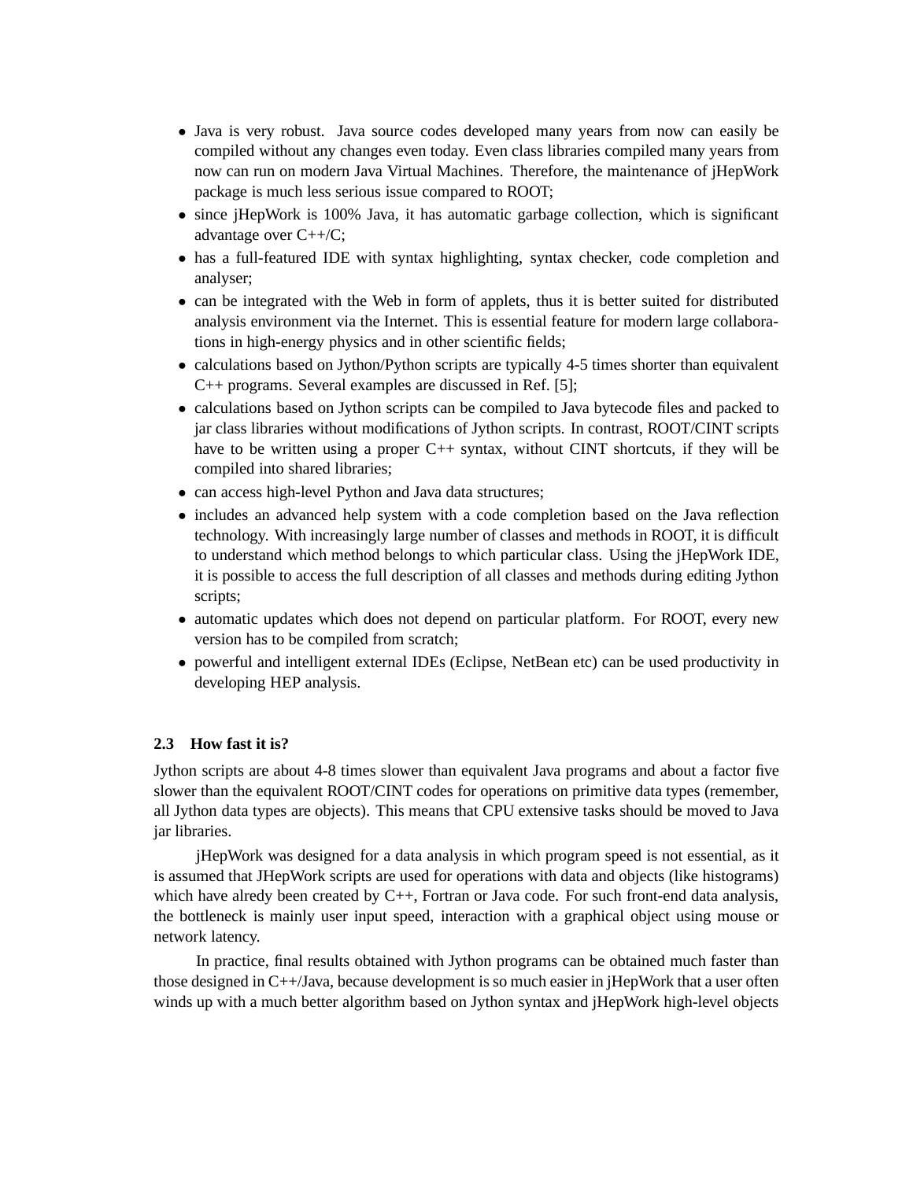- Java is very robust. Java source codes developed many years from now can easily be compiled without any changes even today. Even class libraries compiled many years from now can run on modern Java Virtual Machines. Therefore, the maintenance of jHepWork package is much less serious issue compared to ROOT;
- since jHepWork is 100% Java, it has automatic garbage collection, which is significant advantage over C++/C;
- has a full-featured IDE with syntax highlighting, syntax checker, code completion and analyser;
- can be integrated with the Web in form of applets, thus it is better suited for distributed analysis environment via the Internet. This is essential feature for modern large collaborations in high-energy physics and in other scientific fields;
- calculations based on Jython/Python scripts are typically 4-5 times shorter than equivalent C++ programs. Several examples are discussed in Ref. [5];
- calculations based on Jython scripts can be compiled to Java bytecode files and packed to jar class libraries without modifications of Jython scripts. In contrast, ROOT/CINT scripts have to be written using a proper C++ syntax, without CINT shortcuts, if they will be compiled into shared libraries;
- can access high-level Python and Java data structures;
- includes an advanced help system with a code completion based on the Java reflection technology. With increasingly large number of classes and methods in ROOT, it is difficult to understand which method belongs to which particular class. Using the jHepWork IDE, it is possible to access the full description of all classes and methods during editing Jython scripts;
- automatic updates which does not depend on particular platform. For ROOT, every new version has to be compiled from scratch;
- powerful and intelligent external IDEs (Eclipse, NetBean etc) can be used productivity in developing HEP analysis.

### 2.3 How fast it is?

Jython scripts are about 4-8 times slower than equivalent Java programs and about a factor five slower than the equivalent ROOT/CINT codes for operations on primitive data types (remember, all Jython data types are objects). This means that CPU extensive tasks should be moved to Java jar libraries.

jHepWork was designed for a data analysis in which program speed is not essential, as it is assumed that JHepWork scripts are used for operations with data and objects (like histograms) which have alredy been created by C++, Fortran or Java code. For such front-end data analysis, the bottleneck is mainly user input speed, interaction with a graphical object using mouse or network latency.

In practice, final results obtained with Jython programs can be obtained much faster than those designed in C++/Java, because development is so much easier in jHepWork that a user often winds up with a much better algorithm based on Jython syntax and jHepWork high-level objects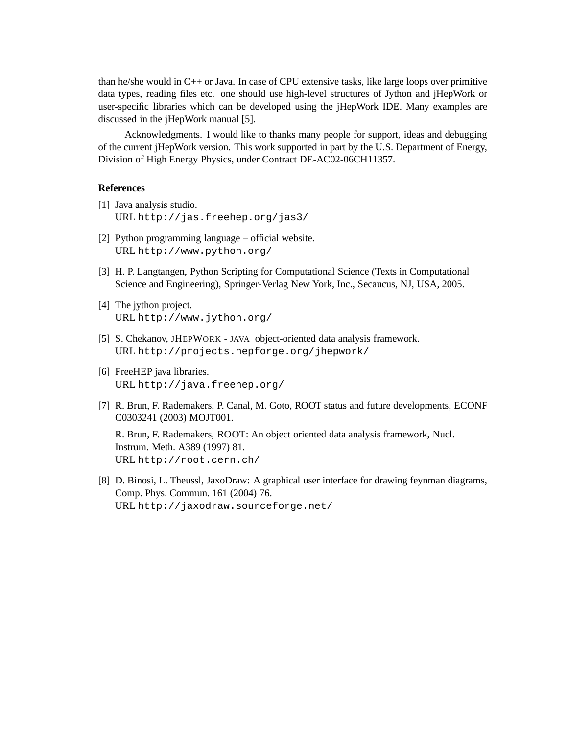than he/she would in C++ or Java. In case of CPU extensive tasks, like large loops over primitive data types, reading files etc. one should use high-level structures of Jython and jHepWork or user-specific libraries which can be developed using the jHepWork IDE. Many examples are discussed in the jHepWork manual [5].

Acknowledgments. I would like to thanks many people for support, ideas and debugging of the current jHepWork version. This work supported in part by the U.S. Department of Energy, Division of High Energy Physics, under Contract DE-AC02-06CH11357.

### References

[1] Java analysis studio.
URL `http://jas.freehep.org/jas3/`

[2] Python programming language – official website.
URL `http://www.python.org/`

[3] H. P. Langtangen, Python Scripting for Computational Science (Texts in Computational Science and Engineering), Springer-Verlag New York, Inc., Secaucus, NJ, USA, 2005.

[4] The jython project.
URL `http://www.jython.org/`

[5] S. Chekanov, JHEPWORK - JAVA object-oriented data analysis framework.
URL `http://projects.hepforge.org/jhepwork/`

[6] FreeHEP java libraries.
URL `http://java.freehep.org/`

[7] R. Brun, F. Rademakers, P. Canal, M. Goto, ROOT status and future developments, ECONF C0303241 (2003) MOJT001.

R. Brun, F. Rademakers, ROOT: An object oriented data analysis framework, Nucl. Instrum. Meth. A389 (1997) 81.
URL `http://root.cern.ch/`

[8] D. Binosi, L. Theussl, JaxoDraw: A graphical user interface for drawing feynman diagrams, Comp. Phys. Commun. 161 (2004) 76.
URL `http://jaxodraw.sourceforge.net/`